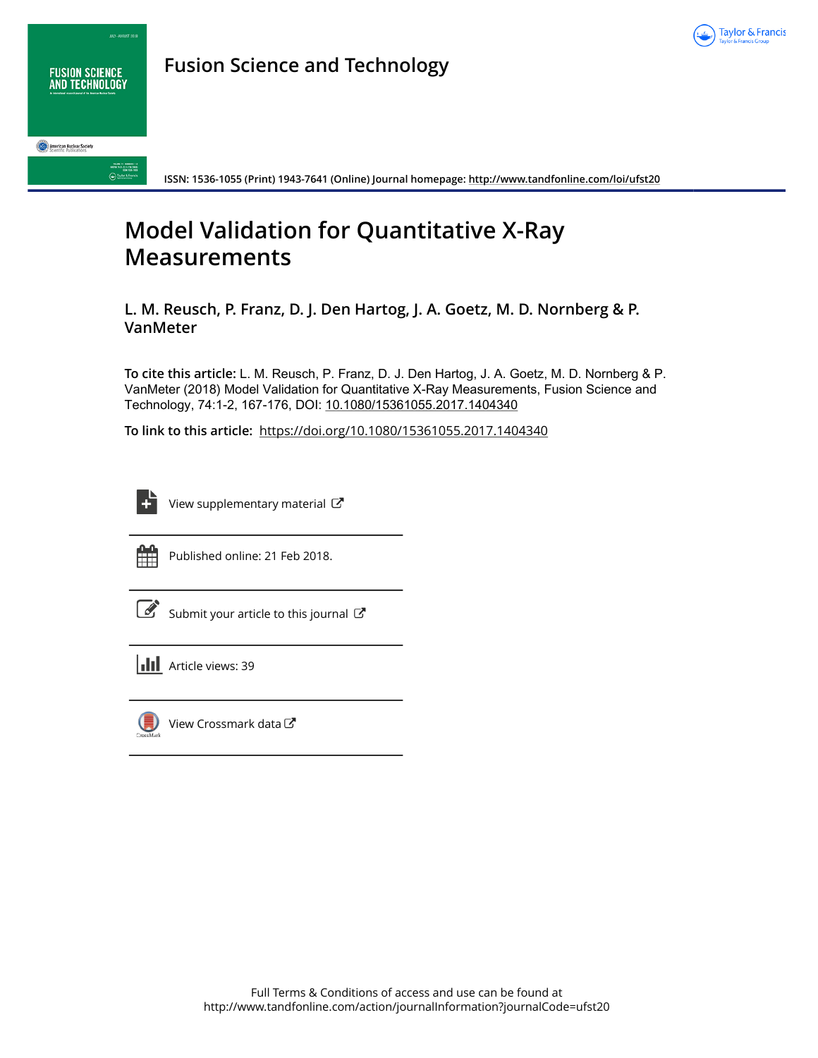# Fusion Science and Technology

ISSN: 1536-1055 (Print) 1943-7641 (Online) Journal homepage: http://www.tandfonline.com/loi/ufst20

# Model Validation for Quantitative X-Ray Measurements

**L. M. Reusch, P. Franz, D. J. Den Hartog, J. A. Goetz, M. D. Nornberg & P. VanMeter**

**To cite this article:** L. M. Reusch, P. Franz, D. J. Den Hartog, J. A. Goetz, M. D. Nornberg & P. VanMeter (2018) Model Validation for Quantitative X-Ray Measurements, Fusion Science and Technology, 74:1-2, 167-176, DOI: 10.1080/15361055.2017.1404340

**To link to this article:** https://doi.org/10.1080/15361055.2017.1404340

View supplementary material

Published online: 21 Feb 2018.

Submit your article to this journal

Article views: 39

View Crossmark data

Full Terms & Conditions of access and use can be found at
http://www.tandfonline.com/action/journalInformation?journalCode=ufst20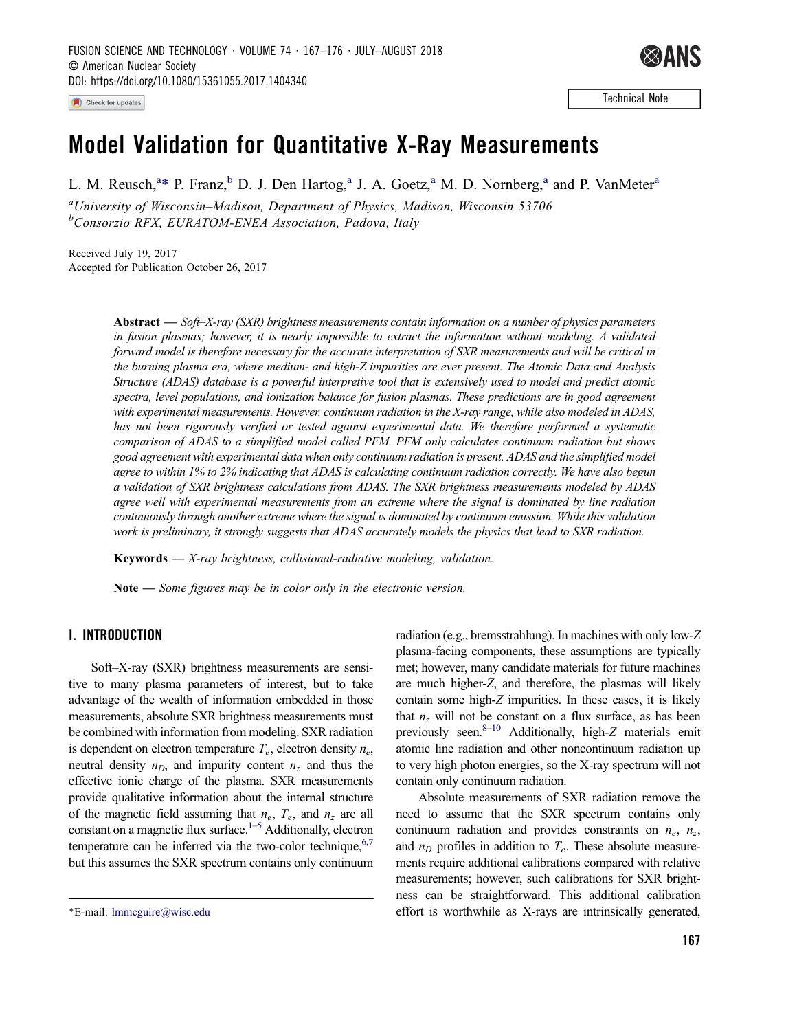# Model Validation for Quantitative X-Ray Measurements

L. M. Reusch,[a*] P. Franz,[b] D. J. Den Hartog,[a] J. A. Goetz,[a] M. D. Nornberg,[a] and P. VanMeter[a]

[a]*University of Wisconsin–Madison, Department of Physics, Madison, Wisconsin 53706*
[b]*Consorzio RFX, EURATOM-ENEA Association, Padova, Italy*

Received July 19, 2017
Accepted for Publication October 26, 2017

Technical Note

**Abstract** — *Soft–X-ray (SXR) brightness measurements contain information on a number of physics parameters in fusion plasmas; however, it is nearly impossible to extract the information without modeling. A validated forward model is therefore necessary for the accurate interpretation of SXR measurements and will be critical in the burning plasma era, where medium- and high-Z impurities are ever present. The Atomic Data and Analysis Structure (ADAS) database is a powerful interpretive tool that is extensively used to model and predict atomic spectra, level populations, and ionization balance for fusion plasmas. These predictions are in good agreement with experimental measurements. However, continuum radiation in the X-ray range, while also modeled in ADAS, has not been rigorously verified or tested against experimental data. We therefore performed a systematic comparison of ADAS to a simplified model called PFM. PFM only calculates continuum radiation but shows good agreement with experimental data when only continuum radiation is present. ADAS and the simplified model agree to within 1% to 2% indicating that ADAS is calculating continuum radiation correctly. We have also begun a validation of SXR brightness calculations from ADAS. The SXR brightness measurements modeled by ADAS agree well with experimental measurements from an extreme where the signal is dominated by line radiation continuously through another extreme where the signal is dominated by continuum emission. While this validation work is preliminary, it strongly suggests that ADAS accurately models the physics that lead to SXR radiation.*

**Keywords** — *X-ray brightness, collisional-radiative modeling, validation.*

**Note** — *Some figures may be in color only in the electronic version.*

## I. INTRODUCTION

Soft–X-ray (SXR) brightness measurements are sensitive to many plasma parameters of interest, but to take advantage of the wealth of information embedded in those measurements, absolute SXR brightness measurements must be combined with information from modeling. SXR radiation is dependent on electron temperature $T_e$, electron density $n_e$, neutral density $n_D$, and impurity content $n_z$ and thus the effective ionic charge of the plasma. SXR measurements provide qualitative information about the internal structure of the magnetic field assuming that $n_e$, $T_e$, and $n_z$ are all constant on a magnetic flux surface.[1–5] Additionally, electron temperature can be inferred via the two-color technique,[6,7] but this assumes the SXR spectrum contains only continuum radiation (e.g., bremsstrahlung). In machines with only low-Z plasma-facing components, these assumptions are typically met; however, many candidate materials for future machines are much higher-Z, and therefore, the plasmas will likely contain some high-Z impurities. In these cases, it is likely that $n_z$ will not be constant on a flux surface, as has been previously seen.[8–10] Additionally, high-Z materials emit atomic line radiation and other noncontinuum radiation up to very high photon energies, so the X-ray spectrum will not contain only continuum radiation.

Absolute measurements of SXR radiation remove the need to assume that the SXR spectrum contains only continuum radiation and provides constraints on $n_e$, $n_z$, and $n_D$ profiles in addition to $T_e$. These absolute measurements require additional calibrations compared with relative measurements; however, such calibrations for SXR brightness can be straightforward. This additional calibration effort is worthwhile as X-rays are intrinsically generated,

*E-mail: lmmcguire@wisc.edu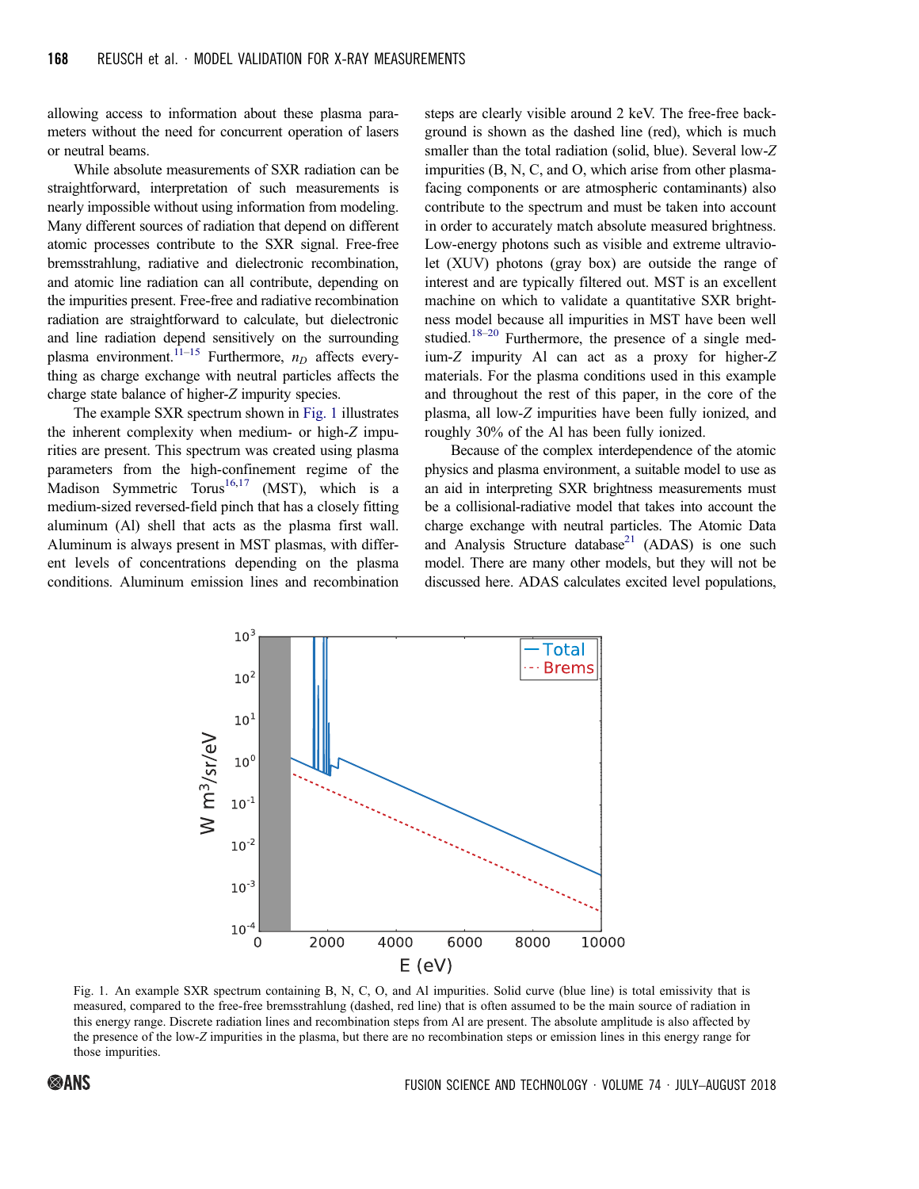allowing access to information about these plasma parameters without the need for concurrent operation of lasers or neutral beams.

While absolute measurements of SXR radiation can be straightforward, interpretation of such measurements is nearly impossible without using information from modeling. Many different sources of radiation that depend on different atomic processes contribute to the SXR signal. Free-free bremsstrahlung, radiative and dielectronic recombination, and atomic line radiation can all contribute, depending on the impurities present. Free-free and radiative recombination radiation are straightforward to calculate, but dielectronic and line radiation depend sensitively on the surrounding plasma environment.[11–15] Furthermore, $n_D$ affects everything as charge exchange with neutral particles affects the charge state balance of higher-$Z$ impurity species.

The example SXR spectrum shown in Fig. 1 illustrates the inherent complexity when medium- or high-$Z$ impurities are present. This spectrum was created using plasma parameters from the high-confinement regime of the Madison Symmetric Torus[16,17] (MST), which is a medium-sized reversed-field pinch that has a closely fitting aluminum (Al) shell that acts as the plasma first wall. Aluminum is always present in MST plasmas, with different levels of concentrations depending on the plasma conditions. Aluminum emission lines and recombination steps are clearly visible around 2 keV. The free-free background is shown as the dashed line (red), which is much smaller than the total radiation (solid, blue). Several low-$Z$ impurities (B, N, C, and O, which arise from other plasma-facing components or are atmospheric contaminants) also contribute to the spectrum and must be taken into account in order to accurately match absolute measured brightness. Low-energy photons such as visible and extreme ultraviolet (XUV) photons (gray box) are outside the range of interest and are typically filtered out. MST is an excellent machine on which to validate a quantitative SXR brightness model because all impurities in MST have been well studied.[18–20] Furthermore, the presence of a single medium-$Z$ impurity Al can act as a proxy for higher-$Z$ materials. For the plasma conditions used in this example and throughout the rest of this paper, in the core of the plasma, all low-$Z$ impurities have been fully ionized, and roughly 30% of the Al has been fully ionized.

Because of the complex interdependence of the atomic physics and plasma environment, a suitable model to use as an aid in interpreting SXR brightness measurements must be a collisional-radiative model that takes into account the charge exchange with neutral particles. The Atomic Data and Analysis Structure database[21] (ADAS) is one such model. There are many other models, but they will not be discussed here. ADAS calculates excited level populations,

Fig. 1. An example SXR spectrum containing B, N, C, O, and Al impurities. Solid curve (blue line) is total emissivity that is measured, compared to the free-free bremsstrahlung (dashed, red line) that is often assumed to be the main source of radiation in this energy range. Discrete radiation lines and recombination steps from Al are present. The absolute amplitude is also affected by the presence of the low-$Z$ impurities in the plasma, but there are no recombination steps or emission lines in this energy range for those impurities.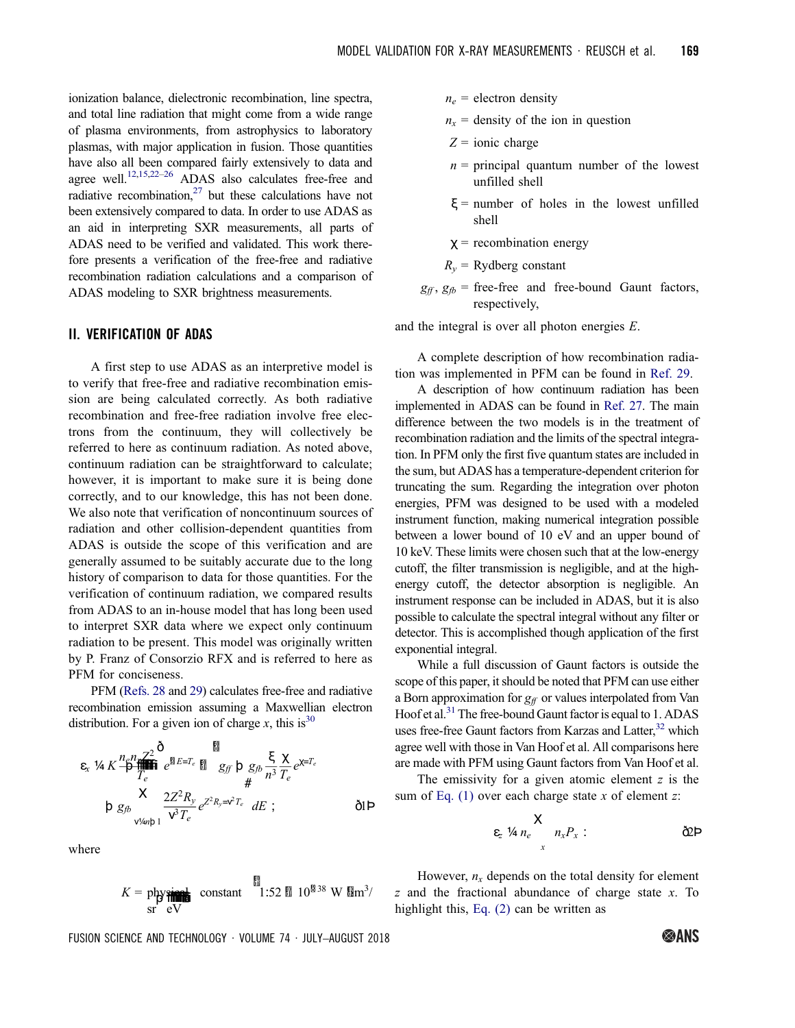ionization balance, dielectronic recombination, line spectra, and total line radiation that might come from a wide range of plasma environments, from astrophysics to laboratory plasmas, with major application in fusion. Those quantities have also all been compared fairly extensively to data and agree well.[12,15,22–26] ADAS also calculates free-free and radiative recombination,[27] but these calculations have not been extensively compared to data. In order to use ADAS as an aid in interpreting SXR measurements, all parts of ADAS need to be verified and validated. This work therefore presents a verification of the free-free and radiative recombination radiation calculations and a comparison of ADAS modeling to SXR brightness measurements.

## II. VERIFICATION OF ADAS

A first step to use ADAS as an interpretive model is to verify that free-free and radiative recombination emission are being calculated correctly. As both radiative recombination and free-free radiation involve free electrons from the continuum, they will collectively be referred to here as continuum radiation. As noted above, continuum radiation can be straightforward to calculate; however, it is important to make sure it is being done correctly, and to our knowledge, this has not been done. We also note that verification of noncontinuum sources of radiation and other collision-dependent quantities from ADAS is outside the scope of this verification and are generally assumed to be suitably accurate due to the long history of comparison to data for those quantities. For the verification of continuum radiation, we compared results from ADAS to an in-house model that has long been used to interpret SXR data where we expect only continuum radiation to be present. This model was originally written by P. Franz of Consorzio RFX and is referred to here as PFM for conciseness.

PFM (Refs. 28 and 29) calculates free-free and radiative recombination emission assuming a Maxwellian electron distribution. For a given ion of charge $x$, this is[30]

$$\varepsilon_x = K\frac{n_e n_x Z^2}{\sqrt{T_e}}\int e^{-E/T_e}\left[g_{ff} + g_{fb}\frac{\xi}{n^3}\frac{\chi}{T_e}e^{\chi/T_e} + g_{fb}\sum_{\nu=n+1}^{\infty}\frac{2Z^2R_y}{\nu^3 T_e}e^{Z^2R_y/\nu^2 T_e}\right]dE \; ; \tag{1}$$

where

$K$ = physical constant $\left(1.52 \times 10^{-38}\ \mathrm{W\cdot m^3/(sr\cdot\sqrt{eV})}\right)$

$n_e$ = electron density

$n_x$ = density of the ion in question

$Z$ = ionic charge

$n$ = principal quantum number of the lowest unfilled shell

$\xi$ = number of holes in the lowest unfilled shell

$\chi$ = recombination energy

$R_y$ = Rydberg constant

$g_{ff}$, $g_{fb}$ = free-free and free-bound Gaunt factors, respectively,

and the integral is over all photon energies $E$.

A complete description of how recombination radiation was implemented in PFM can be found in Ref. 29.

A description of how continuum radiation has been implemented in ADAS can be found in Ref. 27. The main difference between the two models is in the treatment of recombination radiation and the limits of the spectral integration. In PFM only the first five quantum states are included in the sum, but ADAS has a temperature-dependent criterion for truncating the sum. Regarding the integration over photon energies, PFM was designed to be used with a modeled instrument function, making numerical integration possible between a lower bound of 10 eV and an upper bound of 10 keV. These limits were chosen such that at the low-energy cutoff, the filter transmission is negligible, and at the high-energy cutoff, the detector absorption is negligible. An instrument response can be included in ADAS, but it is also possible to calculate the spectral integral without any filter or detector. This is accomplished though application of the first exponential integral.

While a full discussion of Gaunt factors is outside the scope of this paper, it should be noted that PFM can use either a Born approximation for $g_{ff}$ or values interpolated from Van Hoof et al.[31] The free-bound Gaunt factor is equal to 1. ADAS uses free-free Gaunt factors from Karzas and Latter,[32] which agree well with those in Van Hoof et al. All comparisons here are made with PFM using Gaunt factors from Van Hoof et al.

The emissivity for a given atomic element $z$ is the sum of Eq. (1) over each charge state $x$ of element $z$:

$$\varepsilon_z = n_e\sum_x n_x P_x \; . \tag{2}$$

However, $n_x$ depends on the total density for element $z$ and the fractional abundance of charge state $x$. To highlight this, Eq. (2) can be written as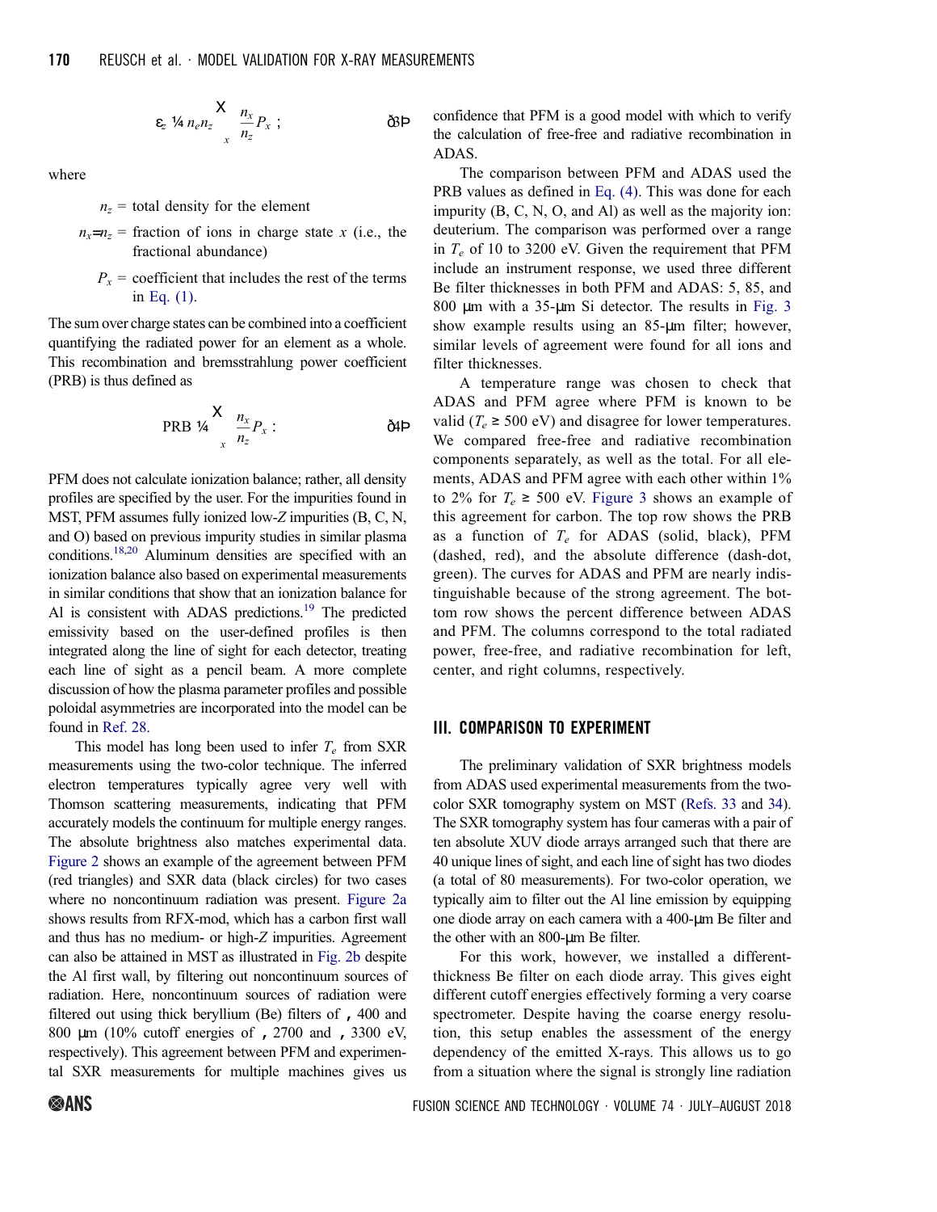$$\varepsilon_z = n_e n_z \sum_x \frac{n_x}{n_z} P_x \; , \tag{3}$$

where

$n_z$ = total density for the element

$n_x/n_z$ = fraction of ions in charge state $x$ (i.e., the fractional abundance)

$P_x$ = coefficient that includes the rest of the terms in Eq. (1).

The sum over charge states can be combined into a coefficient quantifying the radiated power for an element as a whole. This recombination and bremsstrahlung power coefficient (PRB) is thus defined as

$$\text{PRB} = \sum_x \frac{n_x}{n_z} P_x \; . \tag{4}$$

PFM does not calculate ionization balance; rather, all density profiles are specified by the user. For the impurities found in MST, PFM assumes fully ionized low-$Z$ impurities (B, C, N, and O) based on previous impurity studies in similar plasma conditions.[18,20] Aluminum densities are specified with an ionization balance also based on experimental measurements in similar conditions that show that an ionization balance for Al is consistent with ADAS predictions.[19] The predicted emissivity based on the user-defined profiles is then integrated along the line of sight for each detector, treating each line of sight as a pencil beam. A more complete discussion of how the plasma parameter profiles and possible poloidal asymmetries are incorporated into the model can be found in Ref. 28.

This model has long been used to infer $T_e$ from SXR measurements using the two-color technique. The inferred electron temperatures typically agree very well with Thomson scattering measurements, indicating that PFM accurately models the continuum for multiple energy ranges. The absolute brightness also matches experimental data. Figure 2 shows an example of the agreement between PFM (red triangles) and SXR data (black circles) for two cases where no noncontinuum radiation was present. Figure 2a shows results from RFX-mod, which has a carbon first wall and thus has no medium- or high-$Z$ impurities. Agreement can also be attained in MST as illustrated in Fig. 2b despite the Al first wall, by filtering out noncontinuum sources of radiation. Here, noncontinuum sources of radiation were filtered out using thick beryllium (Be) filters of ~400 and 800 μm (10% cutoff energies of ~2700 and ~3300 eV, respectively). This agreement between PFM and experimental SXR measurements for multiple machines gives us confidence that PFM is a good model with which to verify the calculation of free-free and radiative recombination in ADAS.

The comparison between PFM and ADAS used the PRB values as defined in Eq. (4). This was done for each impurity (B, C, N, O, and Al) as well as the majority ion: deuterium. The comparison was performed over a range in $T_e$ of 10 to 3200 eV. Given the requirement that PFM include an instrument response, we used three different Be filter thicknesses in both PFM and ADAS: 5, 85, and 800 μm with a 35-μm Si detector. The results in Fig. 3 show example results using an 85-μm filter; however, similar levels of agreement were found for all ions and filter thicknesses.

A temperature range was chosen to check that ADAS and PFM agree where PFM is known to be valid ($T_e \geq 500$ eV) and disagree for lower temperatures. We compared free-free and radiative recombination components separately, as well as the total. For all elements, ADAS and PFM agree with each other within 1% to 2% for $T_e \geq 500$ eV. Figure 3 shows an example of this agreement for carbon. The top row shows the PRB as a function of $T_e$ for ADAS (solid, black), PFM (dashed, red), and the absolute difference (dash-dot, green). The curves for ADAS and PFM are nearly indistinguishable because of the strong agreement. The bottom row shows the percent difference between ADAS and PFM. The columns correspond to the total radiated power, free-free, and radiative recombination for left, center, and right columns, respectively.

## III. COMPARISON TO EXPERIMENT

The preliminary validation of SXR brightness models from ADAS used experimental measurements from the two-color SXR tomography system on MST (Refs. 33 and 34). The SXR tomography system has four cameras with a pair of ten absolute XUV diode arrays arranged such that there are 40 unique lines of sight, and each line of sight has two diodes (a total of 80 measurements). For two-color operation, we typically aim to filter out the Al line emission by equipping one diode array on each camera with a 400-μm Be filter and the other with an 800-μm Be filter.

For this work, however, we installed a different-thickness Be filter on each diode array. This gives eight different cutoff energies effectively forming a very coarse spectrometer. Despite having the coarse energy resolution, this setup enables the assessment of the energy dependency of the emitted X-rays. This allows us to go from a situation where the signal is strongly line radiation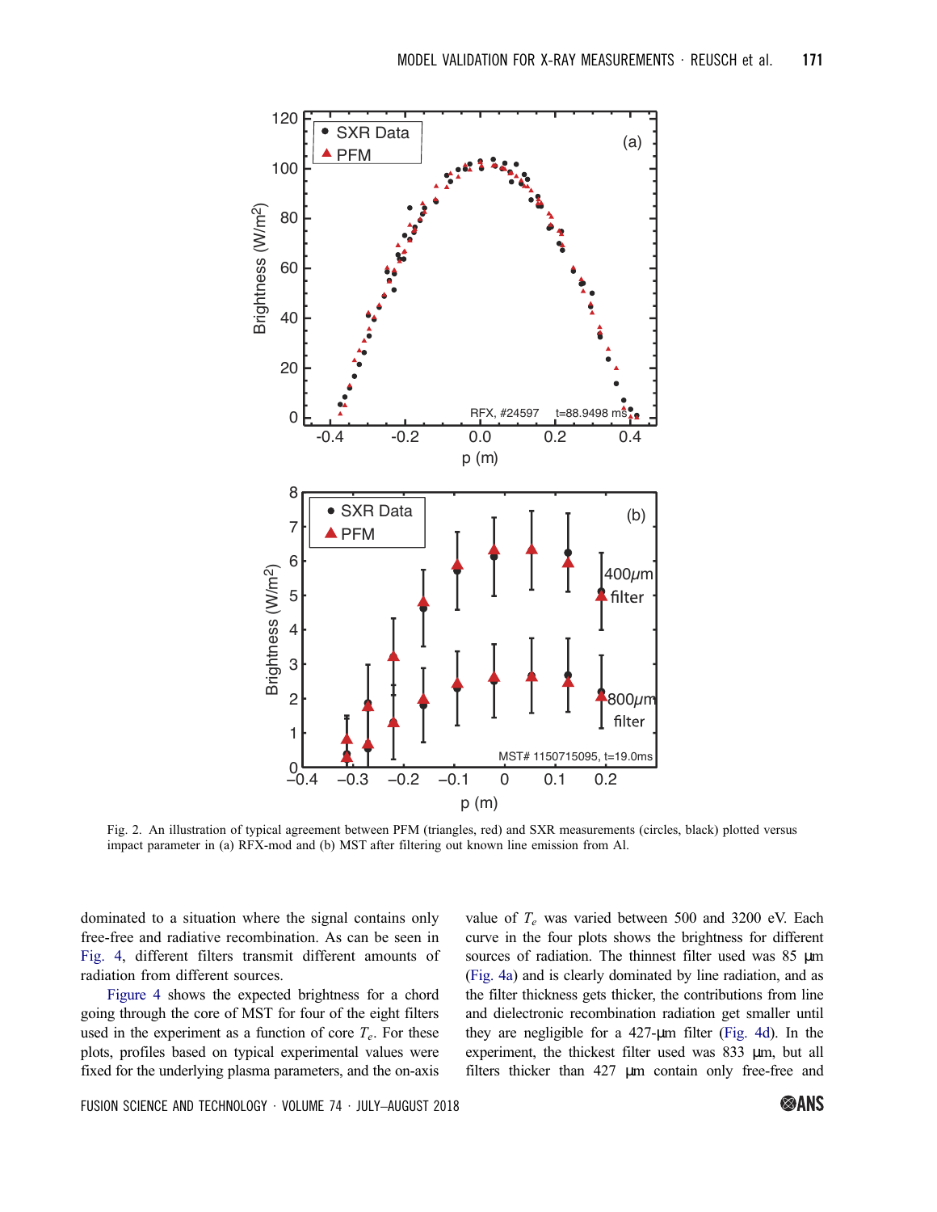Fig. 2. An illustration of typical agreement between PFM (triangles, red) and SXR measurements (circles, black) plotted versus impact parameter in (a) RFX-mod and (b) MST after filtering out known line emission from Al.

dominated to a situation where the signal contains only free-free and radiative recombination. As can be seen in Fig. 4, different filters transmit different amounts of radiation from different sources.

Figure 4 shows the expected brightness for a chord going through the core of MST for four of the eight filters used in the experiment as a function of core $T_e$. For these plots, profiles based on typical experimental values were fixed for the underlying plasma parameters, and the on-axis value of $T_e$ was varied between 500 and 3200 eV. Each curve in the four plots shows the brightness for different sources of radiation. The thinnest filter used was 85 μm (Fig. 4a) and is clearly dominated by line radiation, and as the filter thickness gets thicker, the contributions from line and dielectronic recombination radiation get smaller until they are negligible for a 427-μm filter (Fig. 4d). In the experiment, the thickest filter used was 833 μm, but all filters thicker than 427 μm contain only free-free and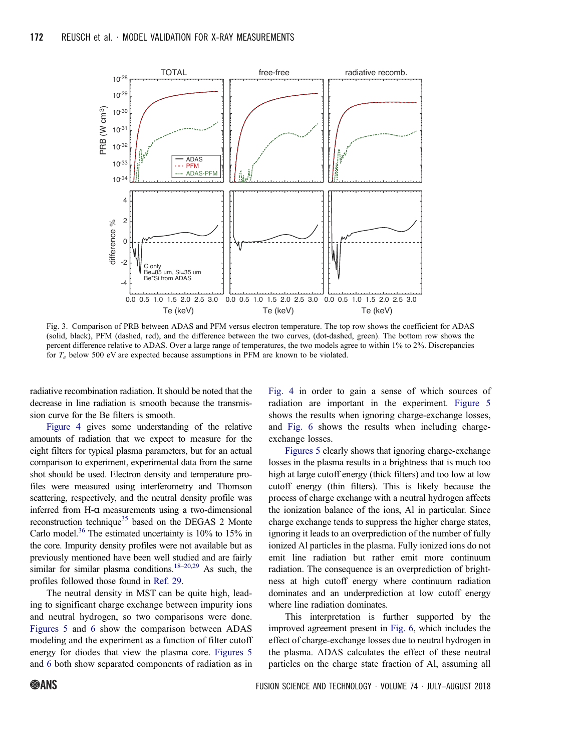Fig. 3. Comparison of PRB between ADAS and PFM versus electron temperature. The top row shows the coefficient for ADAS (solid, black), PFM (dashed, red), and the difference between the two curves, (dot-dashed, green). The bottom row shows the percent difference relative to ADAS. Over a large range of temperatures, the two models agree to within 1% to 2%. Discrepancies for $T_e$ below 500 eV are expected because assumptions in PFM are known to be violated.

radiative recombination radiation. It should be noted that the decrease in line radiation is smooth because the transmission curve for the Be filters is smooth.

Figure 4 gives some understanding of the relative amounts of radiation that we expect to measure for the eight filters for typical plasma parameters, but for an actual comparison to experiment, experimental data from the same shot should be used. Electron density and temperature profiles were measured using interferometry and Thomson scattering, respectively, and the neutral density profile was inferred from H-α measurements using a two-dimensional reconstruction technique[35] based on the DEGAS 2 Monte Carlo model.[36] The estimated uncertainty is 10% to 15% in the core. Impurity density profiles were not available but as previously mentioned have been well studied and are fairly similar for similar plasma conditions.[18–20,29] As such, the profiles followed those found in Ref. 29.

The neutral density in MST can be quite high, leading to significant charge exchange between impurity ions and neutral hydrogen, so two comparisons were done. Figures 5 and 6 show the comparison between ADAS modeling and the experiment as a function of filter cutoff energy for diodes that view the plasma core. Figures 5 and 6 both show separated components of radiation as in Fig. 4 in order to gain a sense of which sources of radiation are important in the experiment. Figure 5 shows the results when ignoring charge-exchange losses, and Fig. 6 shows the results when including charge-exchange losses.

Figures 5 clearly shows that ignoring charge-exchange losses in the plasma results in a brightness that is much too high at large cutoff energy (thick filters) and too low at low cutoff energy (thin filters). This is likely because the process of charge exchange with a neutral hydrogen affects the ionization balance of the ions, Al in particular. Since charge exchange tends to suppress the higher charge states, ignoring it leads to an overprediction of the number of fully ionized Al particles in the plasma. Fully ionized ions do not emit line radiation but rather emit more continuum radiation. The consequence is an overprediction of brightness at high cutoff energy where continuum radiation dominates and an underprediction at low cutoff energy where line radiation dominates.

This interpretation is further supported by the improved agreement present in Fig. 6, which includes the effect of charge-exchange losses due to neutral hydrogen in the plasma. ADAS calculates the effect of these neutral particles on the charge state fraction of Al, assuming all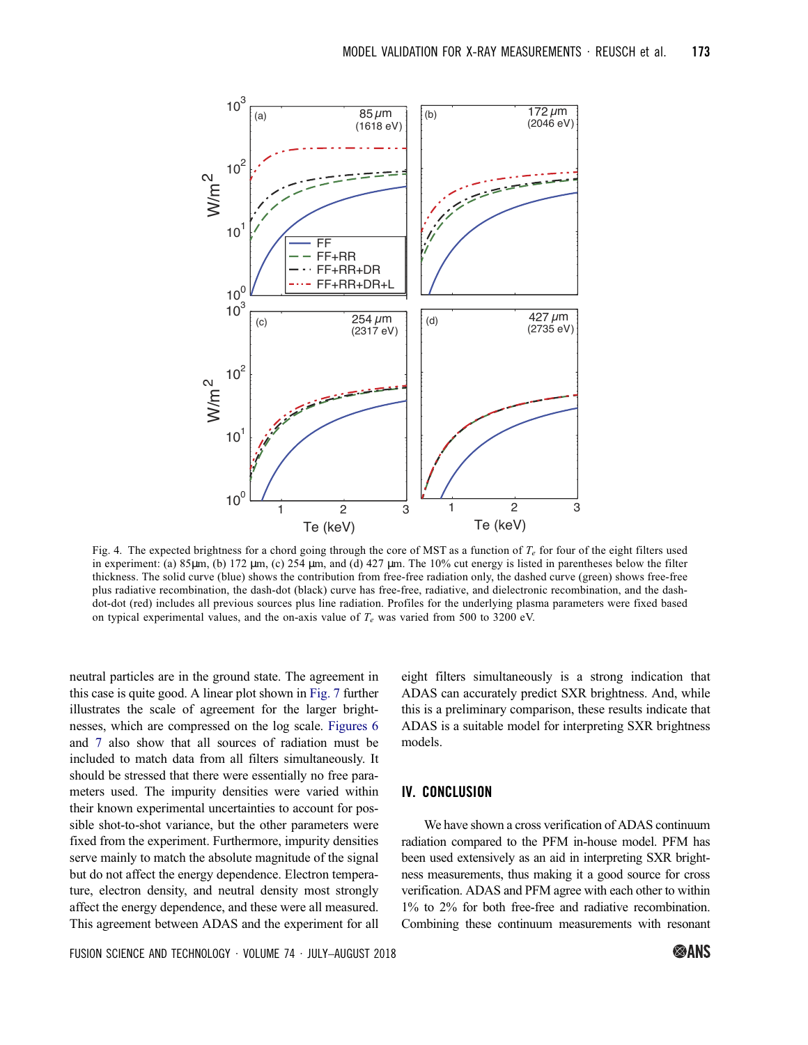Fig. 4. The expected brightness for a chord going through the core of MST as a function of $T_e$ for four of the eight filters used in experiment: (a) 85μm, (b) 172 μm, (c) 254 μm, and (d) 427 μm. The 10% cut energy is listed in parentheses below the filter thickness. The solid curve (blue) shows the contribution from free-free radiation only, the dashed curve (green) shows free-free plus radiative recombination, the dash-dot (black) curve has free-free, radiative, and dielectronic recombination, and the dash-dot-dot (red) includes all previous sources plus line radiation. Profiles for the underlying plasma parameters were fixed based on typical experimental values, and the on-axis value of $T_e$ was varied from 500 to 3200 eV.

neutral particles are in the ground state. The agreement in this case is quite good. A linear plot shown in Fig. 7 further illustrates the scale of agreement for the larger brightnesses, which are compressed on the log scale. Figures 6 and 7 also show that all sources of radiation must be included to match data from all filters simultaneously. It should be stressed that there were essentially no free parameters used. The impurity densities were varied within their known experimental uncertainties to account for possible shot-to-shot variance, but the other parameters were fixed from the experiment. Furthermore, impurity densities serve mainly to match the absolute magnitude of the signal but do not affect the energy dependence. Electron temperature, electron density, and neutral density most strongly affect the energy dependence, and these were all measured. This agreement between ADAS and the experiment for all eight filters simultaneously is a strong indication that ADAS can accurately predict SXR brightness. And, while this is a preliminary comparison, these results indicate that ADAS is a suitable model for interpreting SXR brightness models.

## IV. CONCLUSION

We have shown a cross verification of ADAS continuum radiation compared to the PFM in-house model. PFM has been used extensively as an aid in interpreting SXR brightness measurements, thus making it a good source for cross verification. ADAS and PFM agree with each other to within 1% to 2% for both free-free and radiative recombination. Combining these continuum measurements with resonant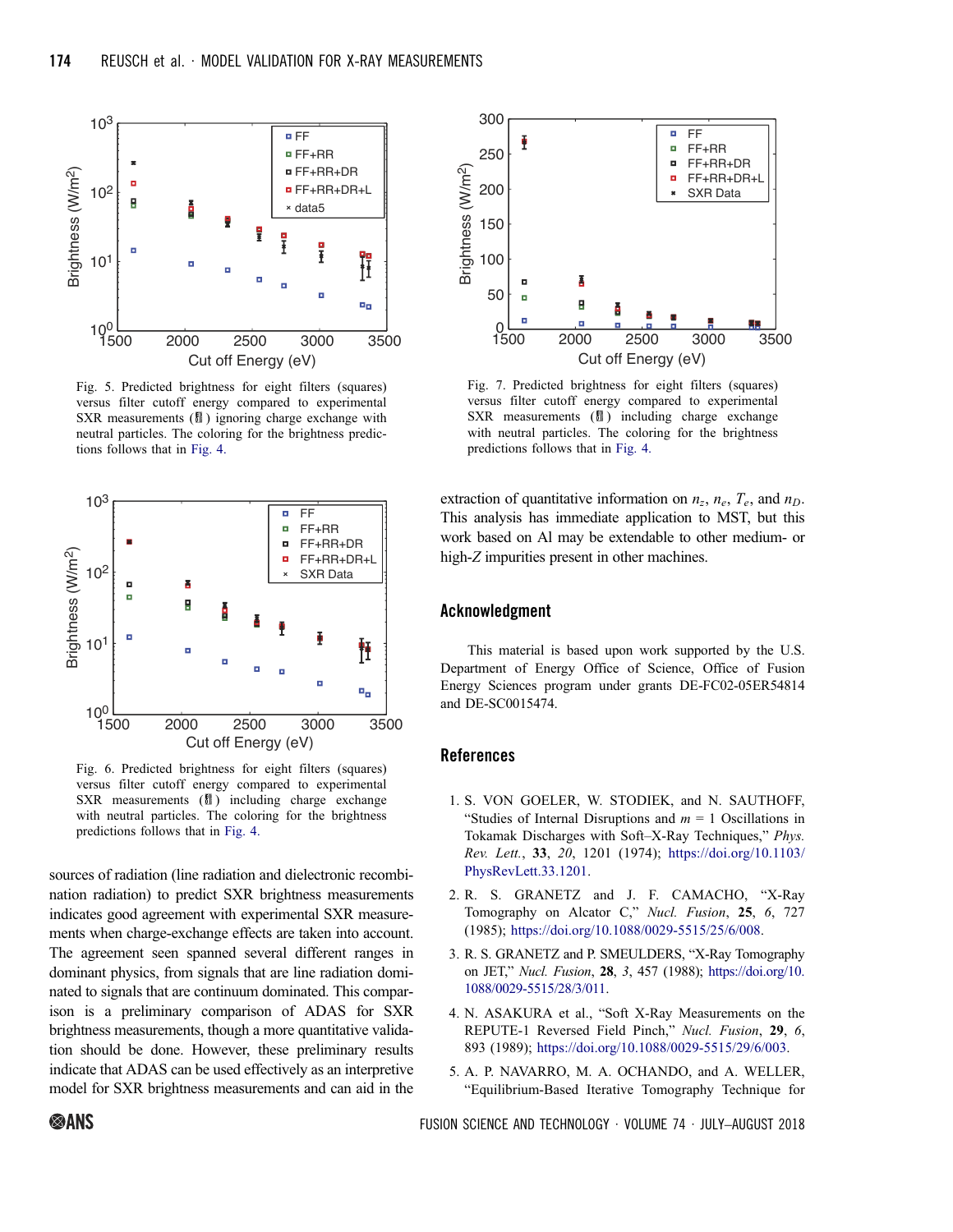Fig. 5. Predicted brightness for eight filters (squares) versus filter cutoff energy compared to experimental SXR measurements (Ĩ) ignoring charge exchange with neutral particles. The coloring for the brightness predictions follows that in Fig. 4.

Fig. 6. Predicted brightness for eight filters (squares) versus filter cutoff energy compared to experimental SXR measurements (Ĩ) including charge exchange with neutral particles. The coloring for the brightness predictions follows that in Fig. 4.

Fig. 7. Predicted brightness for eight filters (squares) versus filter cutoff energy compared to experimental SXR measurements (Ĩ) including charge exchange with neutral particles. The coloring for the brightness predictions follows that in Fig. 4.

sources of radiation (line radiation and dielectronic recombination radiation) to predict SXR brightness measurements indicates good agreement with experimental SXR measurements when charge-exchange effects are taken into account. The agreement seen spanned several different ranges in dominant physics, from signals that are line radiation dominated to signals that are continuum dominated. This comparison is a preliminary comparison of ADAS for SXR brightness measurements, though a more quantitative validation should be done. However, these preliminary results indicate that ADAS can be used effectively as an interpretive model for SXR brightness measurements and can aid in the extraction of quantitative information on $n_z$, $n_e$, $T_e$, and $n_D$. This analysis has immediate application to MST, but this work based on Al may be extendable to other medium- or high-$Z$ impurities present in other machines.

## Acknowledgment

This material is based upon work supported by the U.S. Department of Energy Office of Science, Office of Fusion Energy Sciences program under grants DE-FC02-05ER54814 and DE-SC0015474.

## References

1. S. VON GOELER, W. STODIEK, and N. SAUTHOFF, "Studies of Internal Disruptions and $m = 1$ Oscillations in Tokamak Discharges with Soft–X-Ray Techniques," *Phys. Rev. Lett.*, **33**, *20*, 1201 (1974); https://doi.org/10.1103/PhysRevLett.33.1201.
2. R. S. GRANETZ and J. F. CAMACHO, "X-Ray Tomography on Alcator C," *Nucl. Fusion*, **25**, *6*, 727 (1985); https://doi.org/10.1088/0029-5515/25/6/008.
3. R. S. GRANETZ and P. SMEULDERS, "X-Ray Tomography on JET," *Nucl. Fusion*, **28**, *3*, 457 (1988); https://doi.org/10.1088/0029-5515/28/3/011.
4. N. ASAKURA et al., "Soft X-Ray Measurements on the REPUTE-1 Reversed Field Pinch," *Nucl. Fusion*, **29**, *6*, 893 (1989); https://doi.org/10.1088/0029-5515/29/6/003.
5. A. P. NAVARRO, M. A. OCHANDO, and A. WELLER, "Equilibrium-Based Iterative Tomography Technique for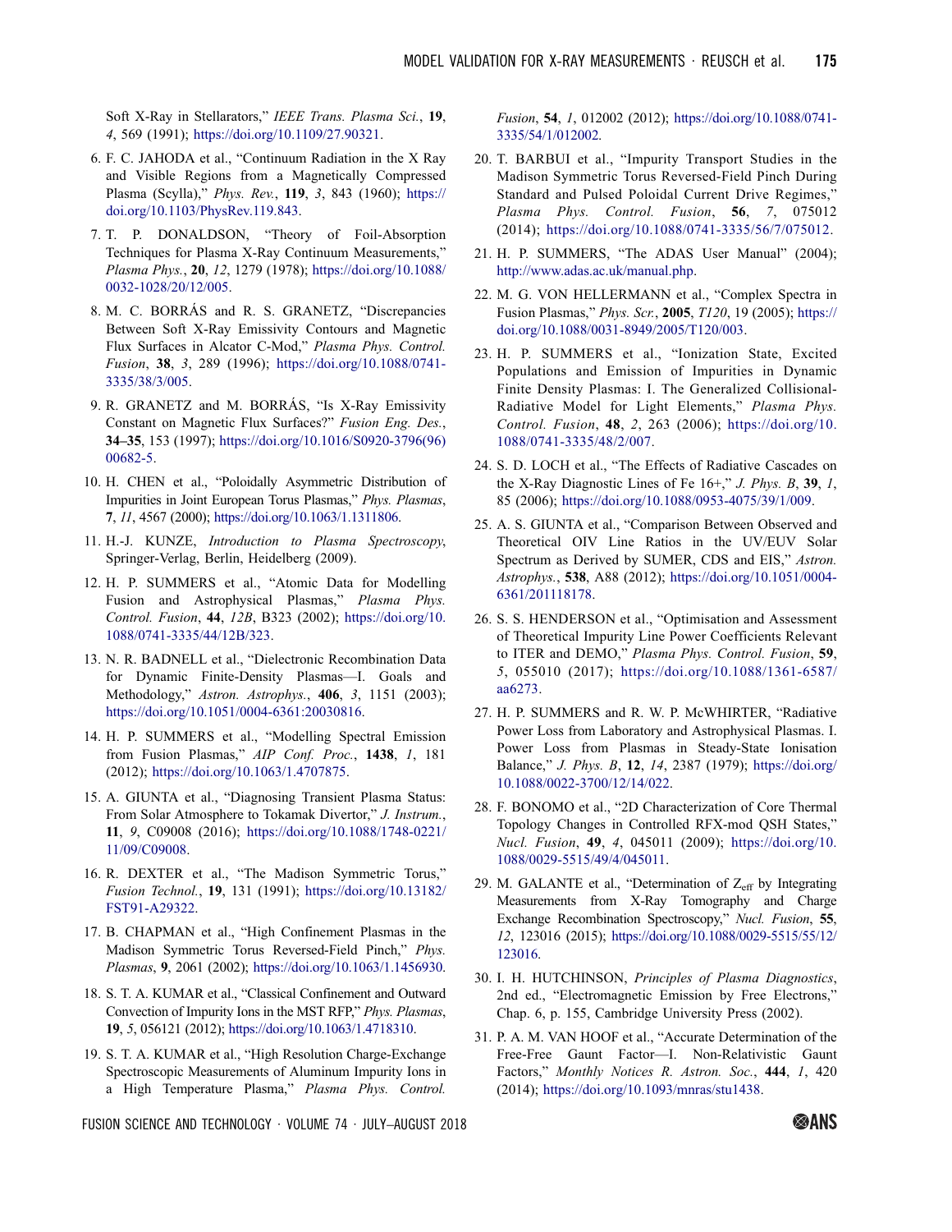Soft X-Ray in Stellarators," *IEEE Trans. Plasma Sci.*, **19**, *4*, 569 (1991); https://doi.org/10.1109/27.90321.

6. F. C. JAHODA et al., "Continuum Radiation in the X Ray and Visible Regions from a Magnetically Compressed Plasma (Scylla)," *Phys. Rev.*, **119**, *3*, 843 (1960); https://doi.org/10.1103/PhysRev.119.843.

7. T. P. DONALDSON, "Theory of Foil-Absorption Techniques for Plasma X-Ray Continuum Measurements," *Plasma Phys.*, **20**, *12*, 1279 (1978); https://doi.org/10.1088/0032-1028/20/12/005.

8. M. C. BORRÁS and R. S. GRANETZ, "Discrepancies Between Soft X-Ray Emissivity Contours and Magnetic Flux Surfaces in Alcator C-Mod," *Plasma Phys. Control. Fusion*, **38**, *3*, 289 (1996); https://doi.org/10.1088/0741-3335/38/3/005.

9. R. GRANETZ and M. BORRÁS, "Is X-Ray Emissivity Constant on Magnetic Flux Surfaces?" *Fusion Eng. Des.*, **34–35**, 153 (1997); https://doi.org/10.1016/S0920-3796(96)00682-5.

10. H. CHEN et al., "Poloidally Asymmetric Distribution of Impurities in Joint European Torus Plasmas," *Phys. Plasmas*, **7**, *11*, 4567 (2000); https://doi.org/10.1063/1.1311806.

11. H.-J. KUNZE, *Introduction to Plasma Spectroscopy*, Springer-Verlag, Berlin, Heidelberg (2009).

12. H. P. SUMMERS et al., "Atomic Data for Modelling Fusion and Astrophysical Plasmas," *Plasma Phys. Control. Fusion*, **44**, *12B*, B323 (2002); https://doi.org/10.1088/0741-3335/44/12B/323.

13. N. R. BADNELL et al., "Dielectronic Recombination Data for Dynamic Finite-Density Plasmas—I. Goals and Methodology," *Astron. Astrophys.*, **406**, *3*, 1151 (2003); https://doi.org/10.1051/0004-6361:20030816.

14. H. P. SUMMERS et al., "Modelling Spectral Emission from Fusion Plasmas," *AIP Conf. Proc.*, **1438**, *1*, 181 (2012); https://doi.org/10.1063/1.4707875.

15. A. GIUNTA et al., "Diagnosing Transient Plasma Status: From Solar Atmosphere to Tokamak Divertor," *J. Instrum.*, **11**, *9*, C09008 (2016); https://doi.org/10.1088/1748-0221/11/09/C09008.

16. R. DEXTER et al., "The Madison Symmetric Torus," *Fusion Technol.*, **19**, 131 (1991); https://doi.org/10.13182/FST91-A29322.

17. B. CHAPMAN et al., "High Confinement Plasmas in the Madison Symmetric Torus Reversed-Field Pinch," *Phys. Plasmas*, **9**, 2061 (2002); https://doi.org/10.1063/1.1456930.

18. S. T. A. KUMAR et al., "Classical Confinement and Outward Convection of Impurity Ions in the MST RFP," *Phys. Plasmas*, **19**, *5*, 056121 (2012); https://doi.org/10.1063/1.4718310.

19. S. T. A. KUMAR et al., "High Resolution Charge-Exchange Spectroscopic Measurements of Aluminum Impurity Ions in a High Temperature Plasma," *Plasma Phys. Control. Fusion*, **54**, *1*, 012002 (2012); https://doi.org/10.1088/0741-3335/54/1/012002.

20. T. BARBUI et al., "Impurity Transport Studies in the Madison Symmetric Torus Reversed-Field Pinch During Standard and Pulsed Poloidal Current Drive Regimes," *Plasma Phys. Control. Fusion*, **56**, *7*, 075012 (2014); https://doi.org/10.1088/0741-3335/56/7/075012.

21. H. P. SUMMERS, "The ADAS User Manual" (2004); http://www.adas.ac.uk/manual.php.

22. M. G. VON HELLERMANN et al., "Complex Spectra in Fusion Plasmas," *Phys. Scr.*, **2005**, *T120*, 19 (2005); https://doi.org/10.1088/0031-8949/2005/T120/003.

23. H. P. SUMMERS et al., "Ionization State, Excited Populations and Emission of Impurities in Dynamic Finite Density Plasmas: I. The Generalized Collisional-Radiative Model for Light Elements," *Plasma Phys. Control. Fusion*, **48**, *2*, 263 (2006); https://doi.org/10.1088/0741-3335/48/2/007.

24. S. D. LOCH et al., "The Effects of Radiative Cascades on the X-Ray Diagnostic Lines of Fe 16+," *J. Phys. B*, **39**, *1*, 85 (2006); https://doi.org/10.1088/0953-4075/39/1/009.

25. A. S. GIUNTA et al., "Comparison Between Observed and Theoretical OIV Line Ratios in the UV/EUV Solar Spectrum as Derived by SUMER, CDS and EIS," *Astron. Astrophys.*, **538**, A88 (2012); https://doi.org/10.1051/0004-6361/201118178.

26. S. S. HENDERSON et al., "Optimisation and Assessment of Theoretical Impurity Line Power Coefficients Relevant to ITER and DEMO," *Plasma Phys. Control. Fusion*, **59**, *5*, 055010 (2017); https://doi.org/10.1088/1361-6587/aa6273.

27. H. P. SUMMERS and R. W. P. McWHIRTER, "Radiative Power Loss from Laboratory and Astrophysical Plasmas. I. Power Loss from Plasmas in Steady-State Ionisation Balance," *J. Phys. B*, **12**, *14*, 2387 (1979); https://doi.org/10.1088/0022-3700/12/14/022.

28. F. BONOMO et al., "2D Characterization of Core Thermal Topology Changes in Controlled RFX-mod QSH States," *Nucl. Fusion*, **49**, *4*, 045011 (2009); https://doi.org/10.1088/0029-5515/49/4/045011.

29. M. GALANTE et al., "Determination of $Z_{eff}$ by Integrating Measurements from X-Ray Tomography and Charge Exchange Recombination Spectroscopy," *Nucl. Fusion*, **55**, *12*, 123016 (2015); https://doi.org/10.1088/0029-5515/55/12/123016.

30. I. H. HUTCHINSON, *Principles of Plasma Diagnostics*, 2nd ed., "Electromagnetic Emission by Free Electrons," Chap. 6, p. 155, Cambridge University Press (2002).

31. P. A. M. VAN HOOF et al., "Accurate Determination of the Free-Free Gaunt Factor—I. Non-Relativistic Gaunt Factors," *Monthly Notices R. Astron. Soc.*, **444**, *1*, 420 (2014); https://doi.org/10.1093/mnras/stu1438.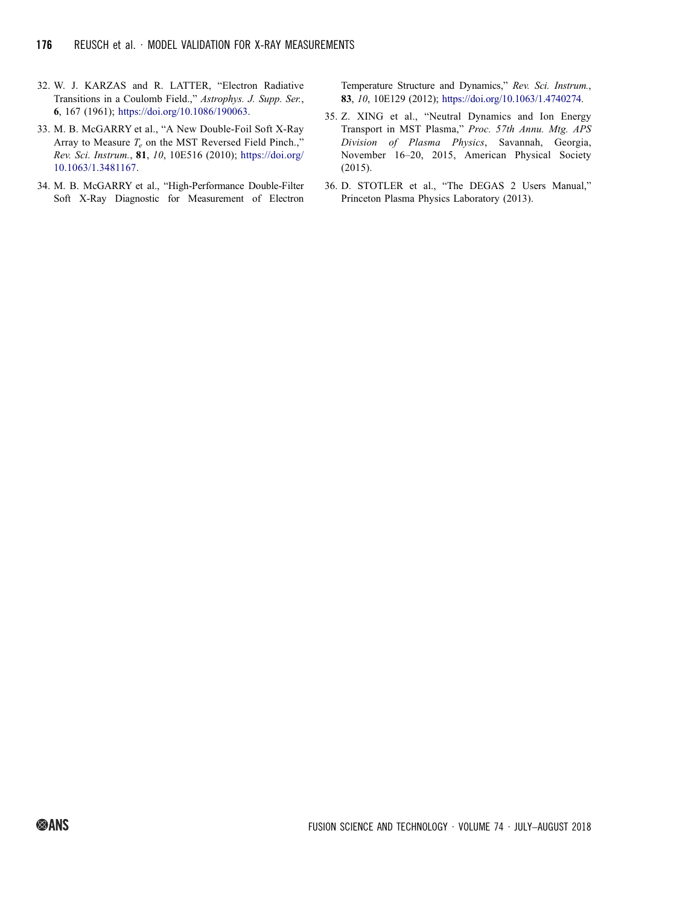32. W. J. KARZAS and R. LATTER, "Electron Radiative Transitions in a Coulomb Field.," *Astrophys. J. Supp. Ser.*, **6**, 167 (1961); https://doi.org/10.1086/190063.
33. M. B. McGARRY et al., "A New Double-Foil Soft X-Ray Array to Measure $T_e$ on the MST Reversed Field Pinch.," *Rev. Sci. Instrum.*, **81**, *10*, 10E516 (2010); https://doi.org/10.1063/1.3481167.
34. M. B. McGARRY et al., "High-Performance Double-Filter Soft X-Ray Diagnostic for Measurement of Electron Temperature Structure and Dynamics," *Rev. Sci. Instrum.*, **83**, *10*, 10E129 (2012); https://doi.org/10.1063/1.4740274.
35. Z. XING et al., "Neutral Dynamics and Ion Energy Transport in MST Plasma," *Proc. 57th Annu. Mtg. APS Division of Plasma Physics*, Savannah, Georgia, November 16–20, 2015, American Physical Society (2015).
36. D. STOTLER et al., "The DEGAS 2 Users Manual," Princeton Plasma Physics Laboratory (2013).